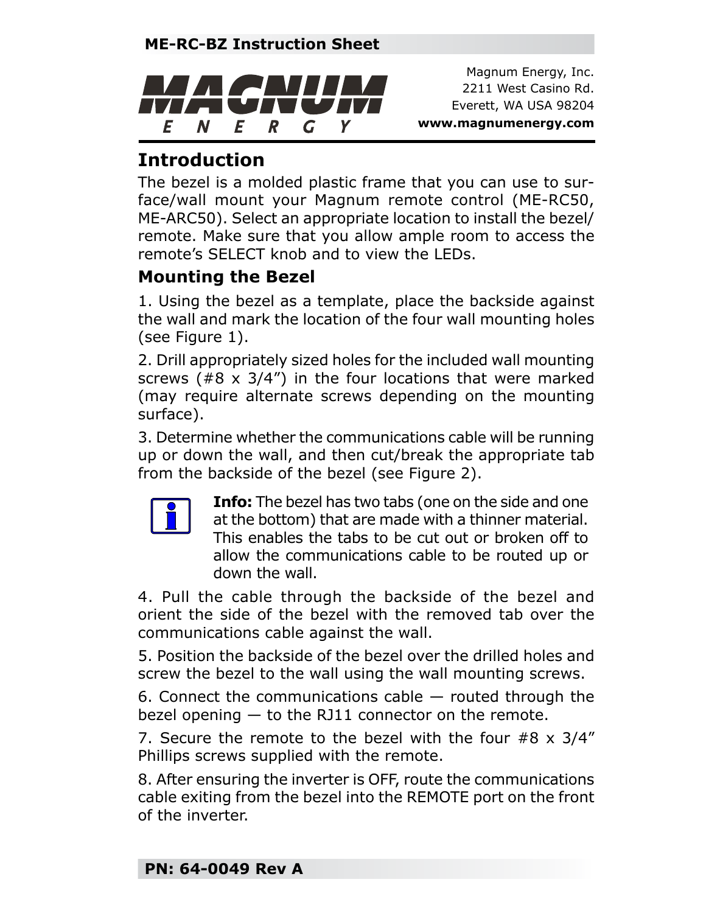ME-RC-BZ Instruction Sheet

**MAGNUM ENERGY**

Magnum Energy, Inc.
2211 West Casino Rd.
Everett, WA USA 98204
**www.magnumenergy.com**

## Introduction

The bezel is a molded plastic frame that you can use to surface/wall mount your Magnum remote control (ME-RC50, ME-ARC50). Select an appropriate location to install the bezel/remote. Make sure that you allow ample room to access the remote's SELECT knob and to view the LEDs.

### Mounting the Bezel

1. Using the bezel as a template, place the backside against the wall and mark the location of the four wall mounting holes (see Figure 1).

2. Drill appropriately sized holes for the included wall mounting screws (#8 x 3/4") in the four locations that were marked (may require alternate screws depending on the mounting surface).

3. Determine whether the communications cable will be running up or down the wall, and then cut/break the appropriate tab from the backside of the bezel (see Figure 2).

> **Info:** The bezel has two tabs (one on the side and one at the bottom) that are made with a thinner material. This enables the tabs to be cut out or broken off to allow the communications cable to be routed up or down the wall.

4. Pull the cable through the backside of the bezel and orient the side of the bezel with the removed tab over the communications cable against the wall.

5. Position the backside of the bezel over the drilled holes and screw the bezel to the wall using the wall mounting screws.

6. Connect the communications cable — routed through the bezel opening — to the RJ11 connector on the remote.

7. Secure the remote to the bezel with the four #8 x 3/4" Phillips screws supplied with the remote.

8. After ensuring the inverter is OFF, route the communications cable exiting from the bezel into the REMOTE port on the front of the inverter.

PN: 64-0049 Rev A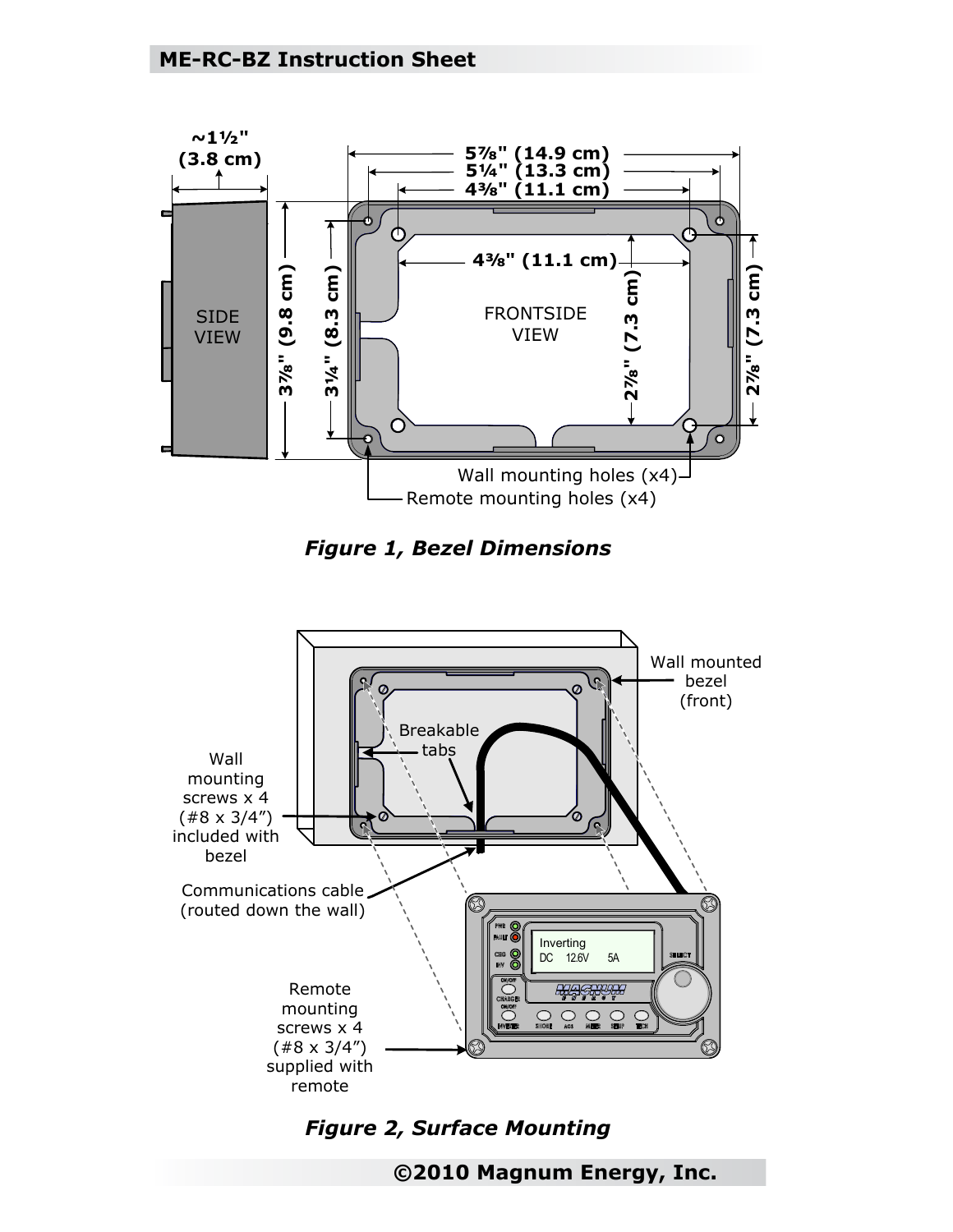~1½"
(3.8 cm)

5⅞" (14.9 cm)
5¼" (13.3 cm)
4⅜" (11.1 cm)

SIDE VIEW

3⅞" (9.8 cm)
3¼" (8.3 cm)

4⅜" (11.1 cm)

FRONTSIDE VIEW

2⅞" (7.3 cm)
2⅞" (7.3 cm)

Wall mounting holes (x4)
Remote mounting holes (x4)

*Figure 1, Bezel Dimensions*

Wall mounted bezel (front)

Breakable tabs

Wall mounting screws x 4 (#8 x 3/4") included with bezel

Communications cable (routed down the wall)

Remote mounting screws x 4 (#8 x 3/4") supplied with remote

*Figure 2, Surface Mounting*

**©2010 Magnum Energy, Inc.**